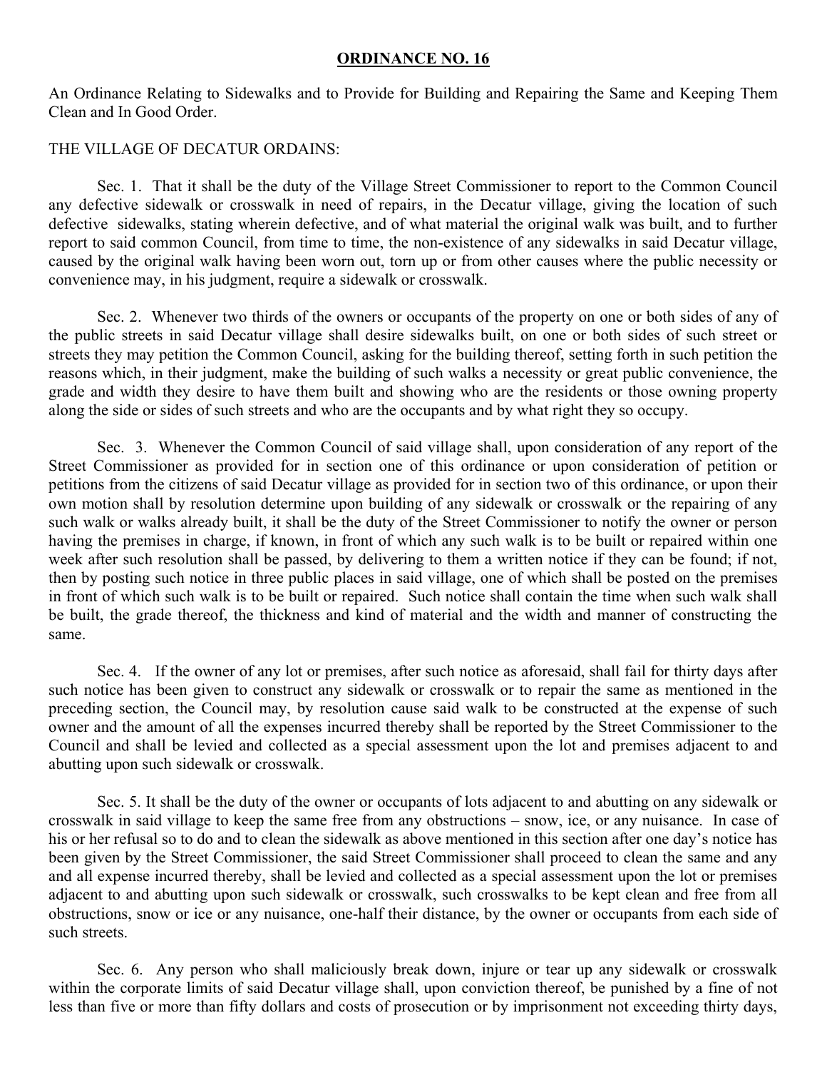# ORDINANCE NO. 16

An Ordinance Relating to Sidewalks and to Provide for Building and Repairing the Same and Keeping Them Clean and In Good Order.

THE VILLAGE OF DECATUR ORDAINS:

Sec. 1. That it shall be the duty of the Village Street Commissioner to report to the Common Council any defective sidewalk or crosswalk in need of repairs, in the Decatur village, giving the location of such defective sidewalks, stating wherein defective, and of what material the original walk was built, and to further report to said common Council, from time to time, the non-existence of any sidewalks in said Decatur village, caused by the original walk having been worn out, torn up or from other causes where the public necessity or convenience may, in his judgment, require a sidewalk or crosswalk.

Sec. 2. Whenever two thirds of the owners or occupants of the property on one or both sides of any of the public streets in said Decatur village shall desire sidewalks built, on one or both sides of such street or streets they may petition the Common Council, asking for the building thereof, setting forth in such petition the reasons which, in their judgment, make the building of such walks a necessity or great public convenience, the grade and width they desire to have them built and showing who are the residents or those owning property along the side or sides of such streets and who are the occupants and by what right they so occupy.

Sec. 3. Whenever the Common Council of said village shall, upon consideration of any report of the Street Commissioner as provided for in section one of this ordinance or upon consideration of petition or petitions from the citizens of said Decatur village as provided for in section two of this ordinance, or upon their own motion shall by resolution determine upon building of any sidewalk or crosswalk or the repairing of any such walk or walks already built, it shall be the duty of the Street Commissioner to notify the owner or person having the premises in charge, if known, in front of which any such walk is to be built or repaired within one week after such resolution shall be passed, by delivering to them a written notice if they can be found; if not, then by posting such notice in three public places in said village, one of which shall be posted on the premises in front of which such walk is to be built or repaired. Such notice shall contain the time when such walk shall be built, the grade thereof, the thickness and kind of material and the width and manner of constructing the same.

Sec. 4. If the owner of any lot or premises, after such notice as aforesaid, shall fail for thirty days after such notice has been given to construct any sidewalk or crosswalk or to repair the same as mentioned in the preceding section, the Council may, by resolution cause said walk to be constructed at the expense of such owner and the amount of all the expenses incurred thereby shall be reported by the Street Commissioner to the Council and shall be levied and collected as a special assessment upon the lot and premises adjacent to and abutting upon such sidewalk or crosswalk.

Sec. 5. It shall be the duty of the owner or occupants of lots adjacent to and abutting on any sidewalk or crosswalk in said village to keep the same free from any obstructions – snow, ice, or any nuisance. In case of his or her refusal so to do and to clean the sidewalk as above mentioned in this section after one day's notice has been given by the Street Commissioner, the said Street Commissioner shall proceed to clean the same and any and all expense incurred thereby, shall be levied and collected as a special assessment upon the lot or premises adjacent to and abutting upon such sidewalk or crosswalk, such crosswalks to be kept clean and free from all obstructions, snow or ice or any nuisance, one-half their distance, by the owner or occupants from each side of such streets.

Sec. 6. Any person who shall maliciously break down, injure or tear up any sidewalk or crosswalk within the corporate limits of said Decatur village shall, upon conviction thereof, be punished by a fine of not less than five or more than fifty dollars and costs of prosecution or by imprisonment not exceeding thirty days,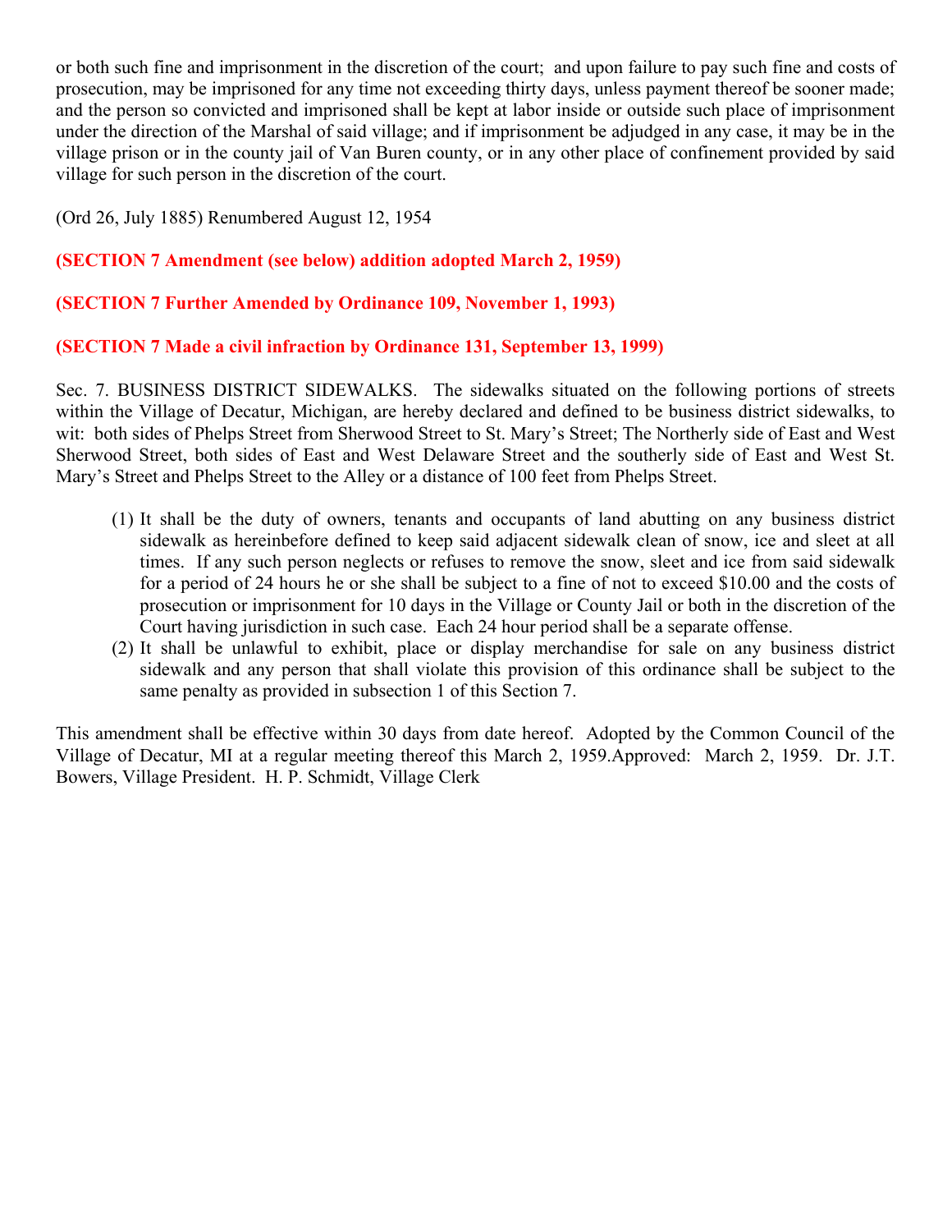or both such fine and imprisonment in the discretion of the court; and upon failure to pay such fine and costs of prosecution, may be imprisoned for any time not exceeding thirty days, unless payment thereof be sooner made; and the person so convicted and imprisoned shall be kept at labor inside or outside such place of imprisonment under the direction of the Marshal of said village; and if imprisonment be adjudged in any case, it may be in the village prison or in the county jail of Van Buren county, or in any other place of confinement provided by said village for such person in the discretion of the court.

(Ord 26, July 1885) Renumbered August 12, 1954

**(SECTION 7 Amendment (see below) addition adopted March 2, 1959)**

**(SECTION 7 Further Amended by Ordinance 109, November 1, 1993)**

**(SECTION 7 Made a civil infraction by Ordinance 131, September 13, 1999)**

Sec. 7. BUSINESS DISTRICT SIDEWALKS. The sidewalks situated on the following portions of streets within the Village of Decatur, Michigan, are hereby declared and defined to be business district sidewalks, to wit: both sides of Phelps Street from Sherwood Street to St. Mary's Street; The Northerly side of East and West Sherwood Street, both sides of East and West Delaware Street and the southerly side of East and West St. Mary's Street and Phelps Street to the Alley or a distance of 100 feet from Phelps Street.

(1) It shall be the duty of owners, tenants and occupants of land abutting on any business district sidewalk as hereinbefore defined to keep said adjacent sidewalk clean of snow, ice and sleet at all times. If any such person neglects or refuses to remove the snow, sleet and ice from said sidewalk for a period of 24 hours he or she shall be subject to a fine of not to exceed $10.00 and the costs of prosecution or imprisonment for 10 days in the Village or County Jail or both in the discretion of the Court having jurisdiction in such case. Each 24 hour period shall be a separate offense.

(2) It shall be unlawful to exhibit, place or display merchandise for sale on any business district sidewalk and any person that shall violate this provision of this ordinance shall be subject to the same penalty as provided in subsection 1 of this Section 7.

This amendment shall be effective within 30 days from date hereof. Adopted by the Common Council of the Village of Decatur, MI at a regular meeting thereof this March 2, 1959.Approved: March 2, 1959. Dr. J.T. Bowers, Village President. H. P. Schmidt, Village Clerk